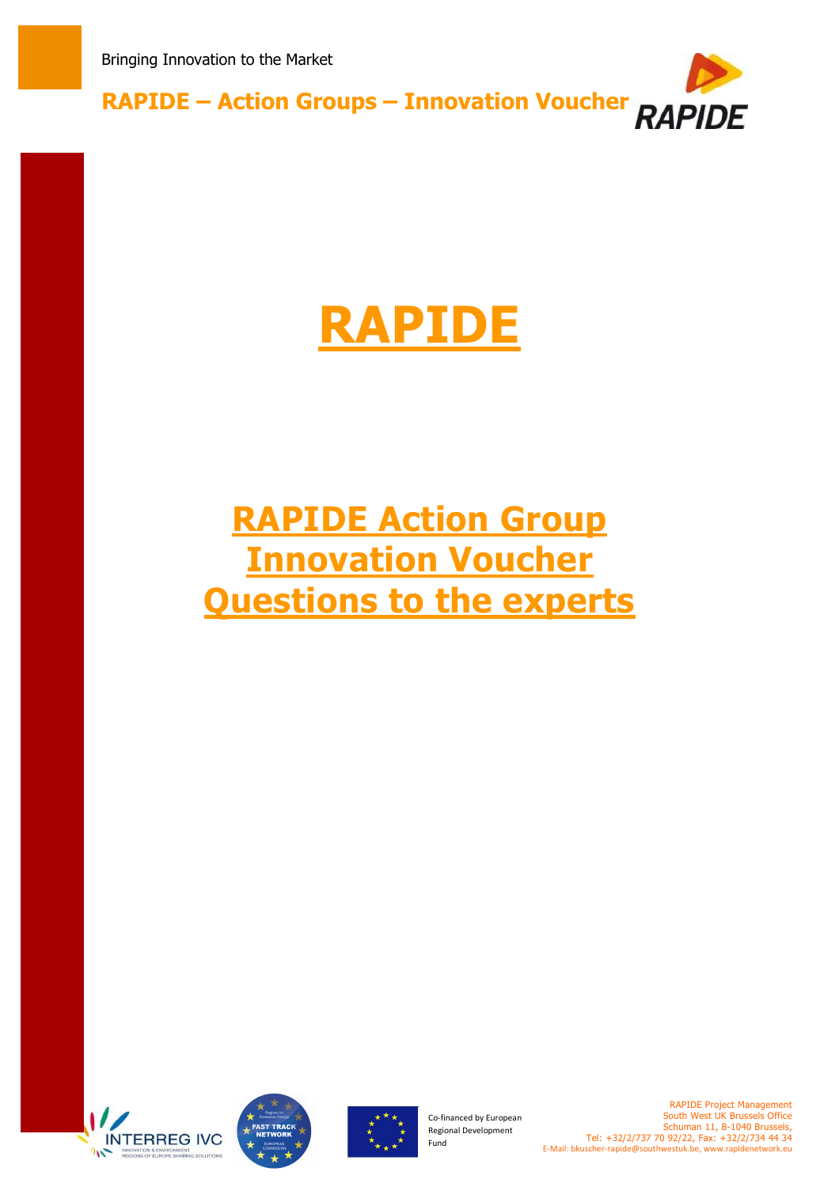# RAPIDE

## RAPIDE Action Group Innovation Voucher Questions to the experts

Co-financed by European Regional Development Fund

RAPIDE Project Management
South West UK Brussels Office
Schuman 11, B-1040 Brussels,
Tel: +32/2/737 70 92/22, Fax: +32/2/734 44 34
E-Mail: bkuscher-rapide@southwestuk.be, www.rapidenetwork.eu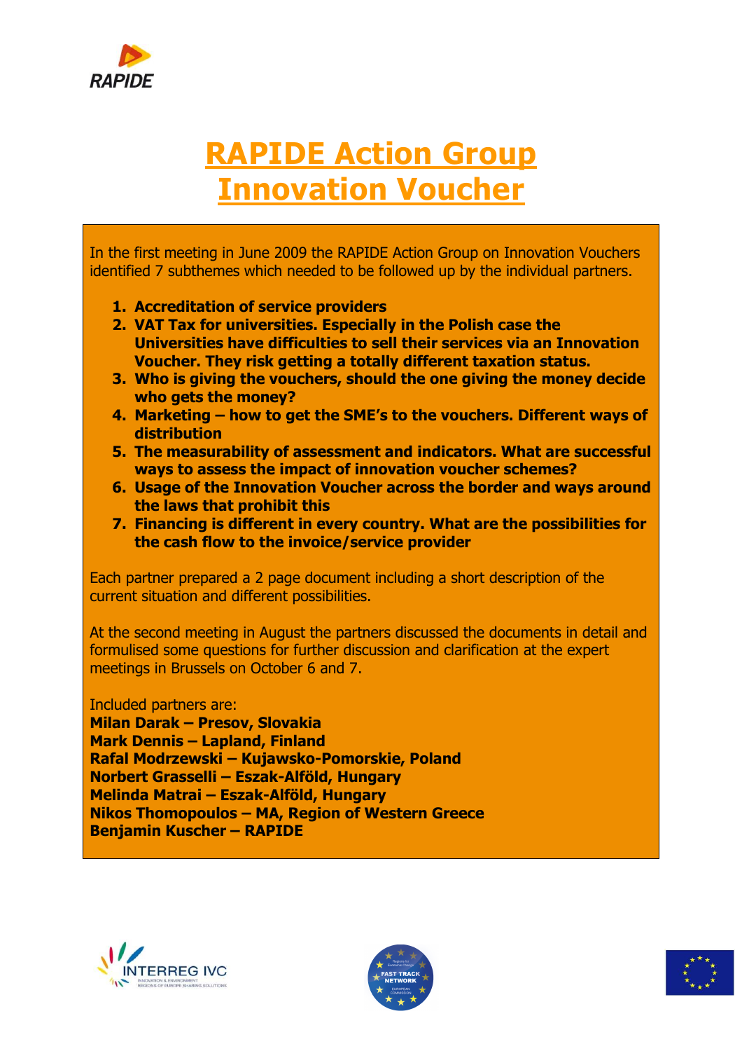# RAPIDE Action Group Innovation Voucher

In the first meeting in June 2009 the RAPIDE Action Group on Innovation Vouchers identified 7 subthemes which needed to be followed up by the individual partners.

1. **Accreditation of service providers**
2. **VAT Tax for universities. Especially in the Polish case the Universities have difficulties to sell their services via an Innovation Voucher. They risk getting a totally different taxation status.**
3. **Who is giving the vouchers, should the one giving the money decide who gets the money?**
4. **Marketing – how to get the SME's to the vouchers. Different ways of distribution**
5. **The measurability of assessment and indicators. What are successful ways to assess the impact of innovation voucher schemes?**
6. **Usage of the Innovation Voucher across the border and ways around the laws that prohibit this**
7. **Financing is different in every country. What are the possibilities for the cash flow to the invoice/service provider**

Each partner prepared a 2 page document including a short description of the current situation and different possibilities.

At the second meeting in August the partners discussed the documents in detail and formulised some questions for further discussion and clarification at the expert meetings in Brussels on October 6 and 7.

Included partners are:
**Milan Darak – Presov, Slovakia**
**Mark Dennis – Lapland, Finland**
**Rafal Modrzewski – Kujawsko-Pomorskie, Poland**
**Norbert Grasselli – Eszak-Alföld, Hungary**
**Melinda Matrai – Eszak-Alföld, Hungary**
**Nikos Thomopoulos – MA, Region of Western Greece**
**Benjamin Kuscher – RAPIDE**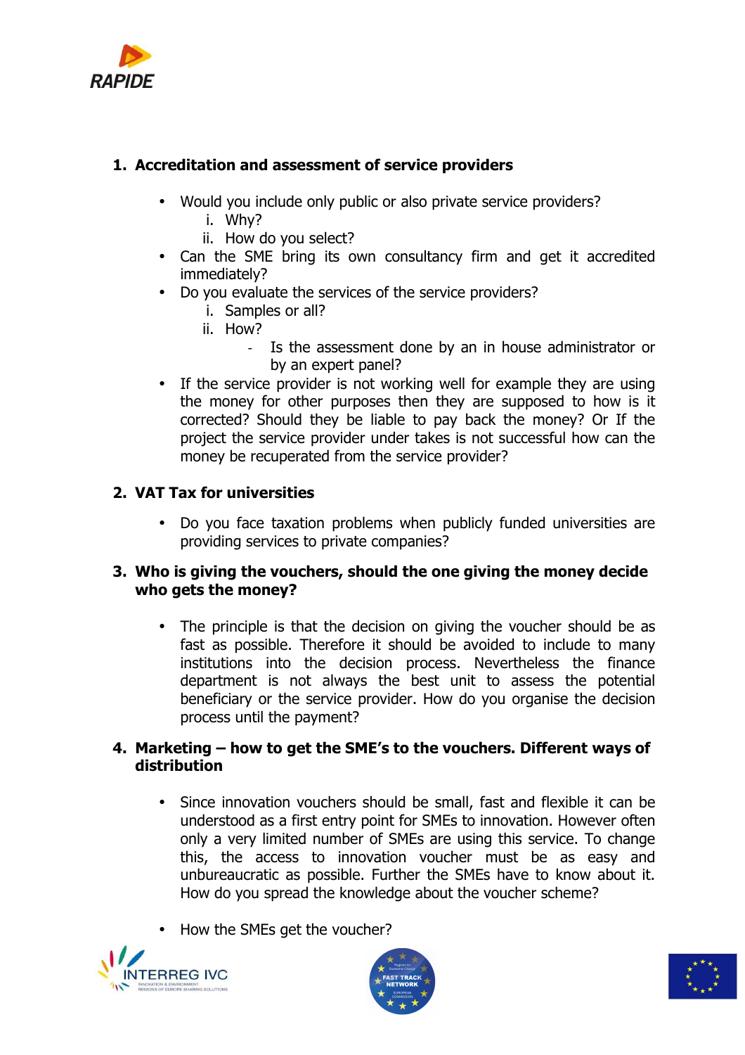## 1. Accreditation and assessment of service providers

- Would you include only public or also private service providers?
  - i. Why?
  - ii. How do you select?
- Can the SME bring its own consultancy firm and get it accredited immediately?
- Do you evaluate the services of the service providers?
  - i. Samples or all?
  - ii. How?
    - Is the assessment done by an in house administrator or by an expert panel?
- If the service provider is not working well for example they are using the money for other purposes then they are supposed to how is it corrected? Should they be liable to pay back the money? Or If the project the service provider under takes is not successful how can the money be recuperated from the service provider?

## 2. VAT Tax for universities

- Do you face taxation problems when publicly funded universities are providing services to private companies?

## 3. Who is giving the vouchers, should the one giving the money decide who gets the money?

- The principle is that the decision on giving the voucher should be as fast as possible. Therefore it should be avoided to include to many institutions into the decision process. Nevertheless the finance department is not always the best unit to assess the potential beneficiary or the service provider. How do you organise the decision process until the payment?

## 4. Marketing – how to get the SME's to the vouchers. Different ways of distribution

- Since innovation vouchers should be small, fast and flexible it can be understood as a first entry point for SMEs to innovation. However often only a very limited number of SMEs are using this service. To change this, the access to innovation voucher must be as easy and unbureaucratic as possible. Further the SMEs have to know about it. How do you spread the knowledge about the voucher scheme?

- How the SMEs get the voucher?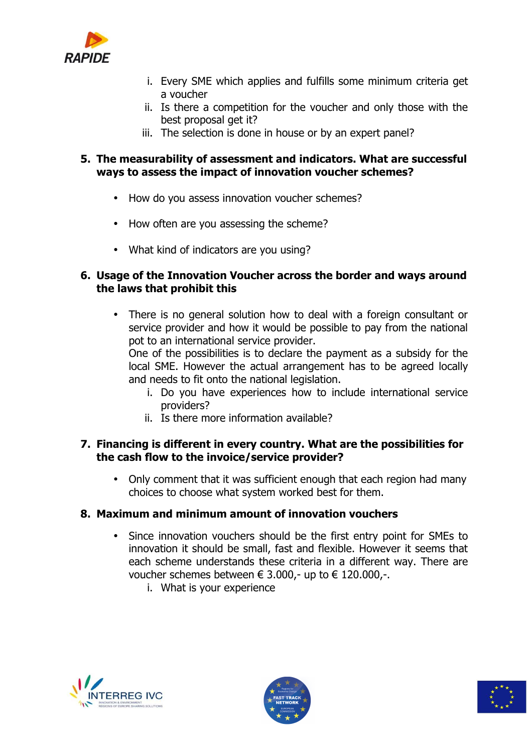i. Every SME which applies and fulfills some minimum criteria get a voucher
   ii. Is there a competition for the voucher and only those with the best proposal get it?
   iii. The selection is done in house or by an expert panel?

**5. The measurability of assessment and indicators. What are successful ways to assess the impact of innovation voucher schemes?**

- How do you assess innovation voucher schemes?
- How often are you assessing the scheme?
- What kind of indicators are you using?

**6. Usage of the Innovation Voucher across the border and ways around the laws that prohibit this**

- There is no general solution how to deal with a foreign consultant or service provider and how it would be possible to pay from the national pot to an international service provider.
  One of the possibilities is to declare the payment as a subsidy for the local SME. However the actual arrangement has to be agreed locally and needs to fit onto the national legislation.
   i. Do you have experiences how to include international service providers?
   ii. Is there more information available?

**7. Financing is different in every country. What are the possibilities for the cash flow to the invoice/service provider?**

- Only comment that it was sufficient enough that each region had many choices to choose what system worked best for them.

**8. Maximum and minimum amount of innovation vouchers**

- Since innovation vouchers should be the first entry point for SMEs to innovation it should be small, fast and flexible. However it seems that each scheme understands these criteria in a different way. There are voucher schemes between € 3.000,- up to € 120.000,-.
   i. What is your experience